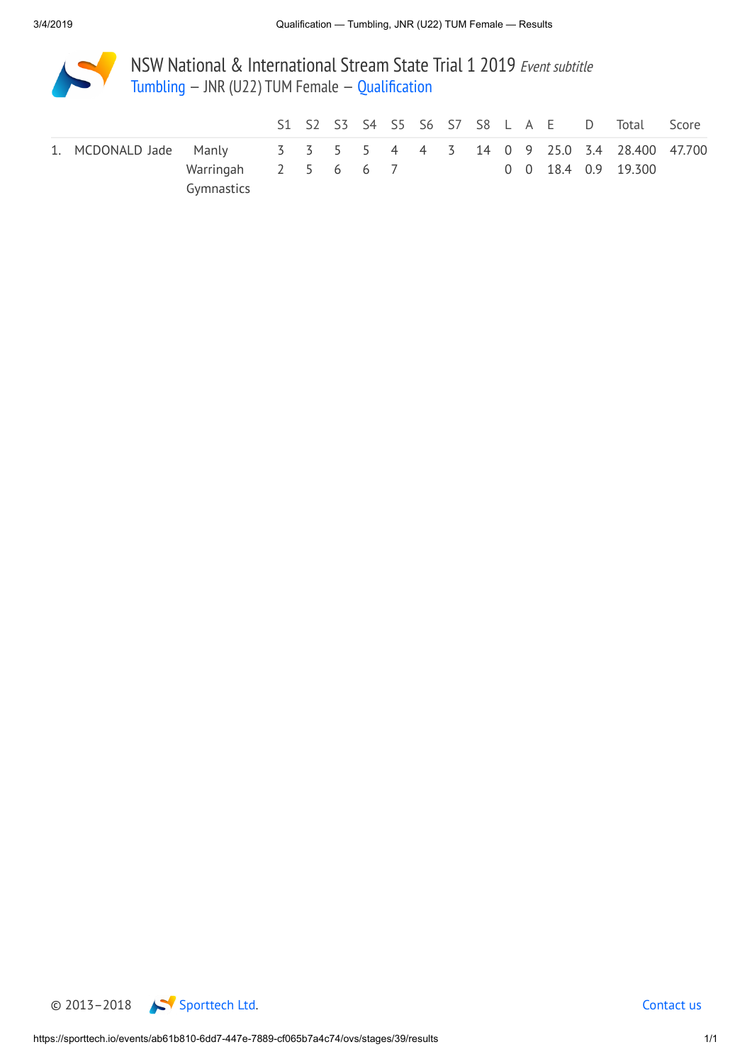# NSW National & International Stream State Trial 1 2019 *Event subtitle*

## Tumbling — JNR (U22) TUM Female — Qualification

| | | | S1 | S2 | S3 | S4 | S5 | S6 | S7 | S8 | L | A | E | D | Total | Score |
|---|---|---|---|---|---|---|---|---|---|---|---|---|---|---|---|---|
| 1. | MCDONALD Jade | Manly Warringah Gymnastics | 3 | 3 | 5 | 5 | 4 | 4 | 3 | 14 | 0 | 9 | 25.0 | 3.4 | 28.400 | 47.700 |
| | | | 2 | 5 | 6 | 6 | 7 | | | | 0 | 0 | 18.4 | 0.9 | 19.300 | |

© 2013–2018 Sporttech Ltd. Contact us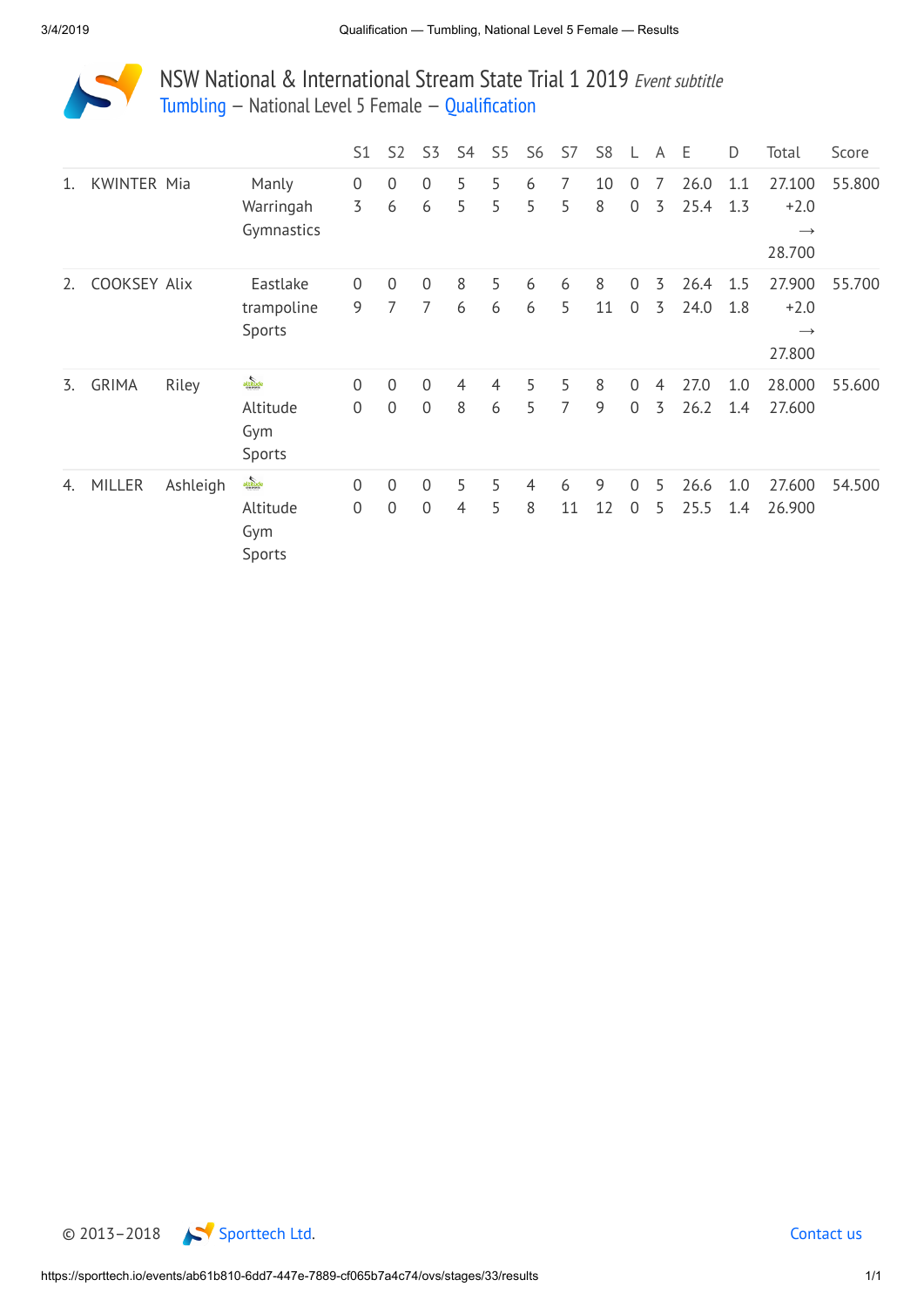# NSW National & International Stream State Trial 1 2019 *Event subtitle*

## Tumbling — National Level 5 Female — Qualification

| | | | | S1 | S2 | S3 | S4 | S5 | S6 | S7 | S8 | L | A | E | D | Total | Score |
|---|---|---|---|---|---|---|---|---|---|---|---|---|---|---|---|---|---|
| 1. | KWINTER | Mia | Manly Warringah Gymnastics | 0<br>3 | 0<br>6 | 0<br>6 | 5<br>5 | 5<br>5 | 6<br>5 | 7<br>5 | 10<br>8 | 0<br>0 | 7<br>3 | 26.0<br>25.4 | 1.1<br>1.3 | 27.100<br>+2.0 → 28.700 | 55.800 |
| 2. | COOKSEY | Alix | Eastlake trampoline Sports | 0<br>9 | 0<br>7 | 0<br>7 | 8<br>6 | 5<br>6 | 6<br>6 | 6<br>5 | 8<br>11 | 0<br>0 | 3<br>3 | 26.4<br>24.0 | 1.5<br>1.8 | 27.900<br>+2.0 → 27.800 | 55.700 |
| 3. | GRIMA | Riley | Altitude Gym Sports | 0<br>0 | 0<br>0 | 0<br>0 | 4<br>8 | 4<br>6 | 5<br>5 | 5<br>7 | 8<br>9 | 0<br>0 | 4<br>3 | 27.0<br>26.2 | 1.0<br>1.4 | 28.000<br>27.600 | 55.600 |
| 4. | MILLER | Ashleigh | Altitude Gym Sports | 0<br>0 | 0<br>0 | 0<br>0 | 5<br>4 | 5<br>5 | 4<br>8 | 6<br>11 | 9<br>12 | 0<br>0 | 5<br>5 | 26.6<br>25.5 | 1.0<br>1.4 | 27.600<br>26.900 | 54.500 |

© 2013–2018 Sporttech Ltd. Contact us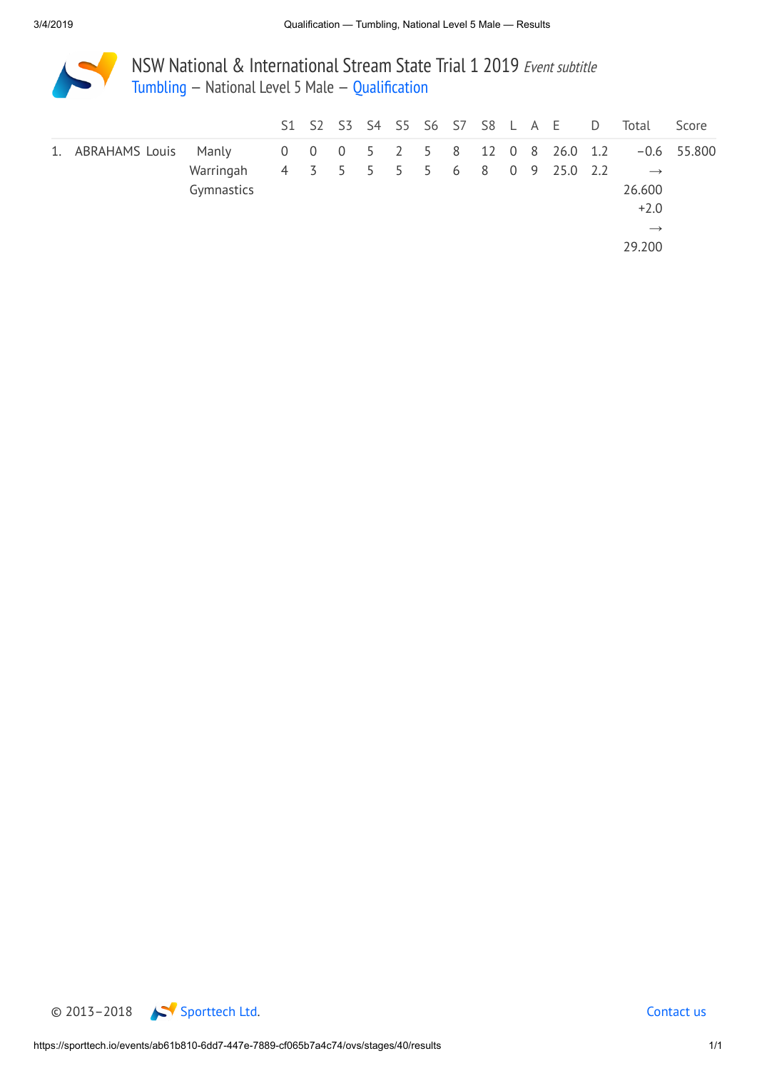# NSW National & International Stream State Trial 1 2019 *Event subtitle*

## Tumbling – National Level 5 Male – Qualification

| | | | S1 | S2 | S3 | S4 | S5 | S6 | S7 | S8 | L | A | E | D | Total | Score |
|---|---|---|---|---|---|---|---|---|---|---|---|---|---|---|---|---|
| 1. | ABRAHAMS Louis | Manly Warringah Gymnastics | 0 | 0 | 0 | 5 | 2 | 5 | 8 | 12 | 0 | 8 | 26.0 | 1.2 | −0.6 → 26.600 | 55.800 |
| | | | 4 | 3 | 5 | 5 | 5 | 5 | 6 | 8 | 0 | 9 | 25.0 | 2.2 | +2.0 → 29.200 | |

© 2013–2018 Sporttech Ltd. Contact us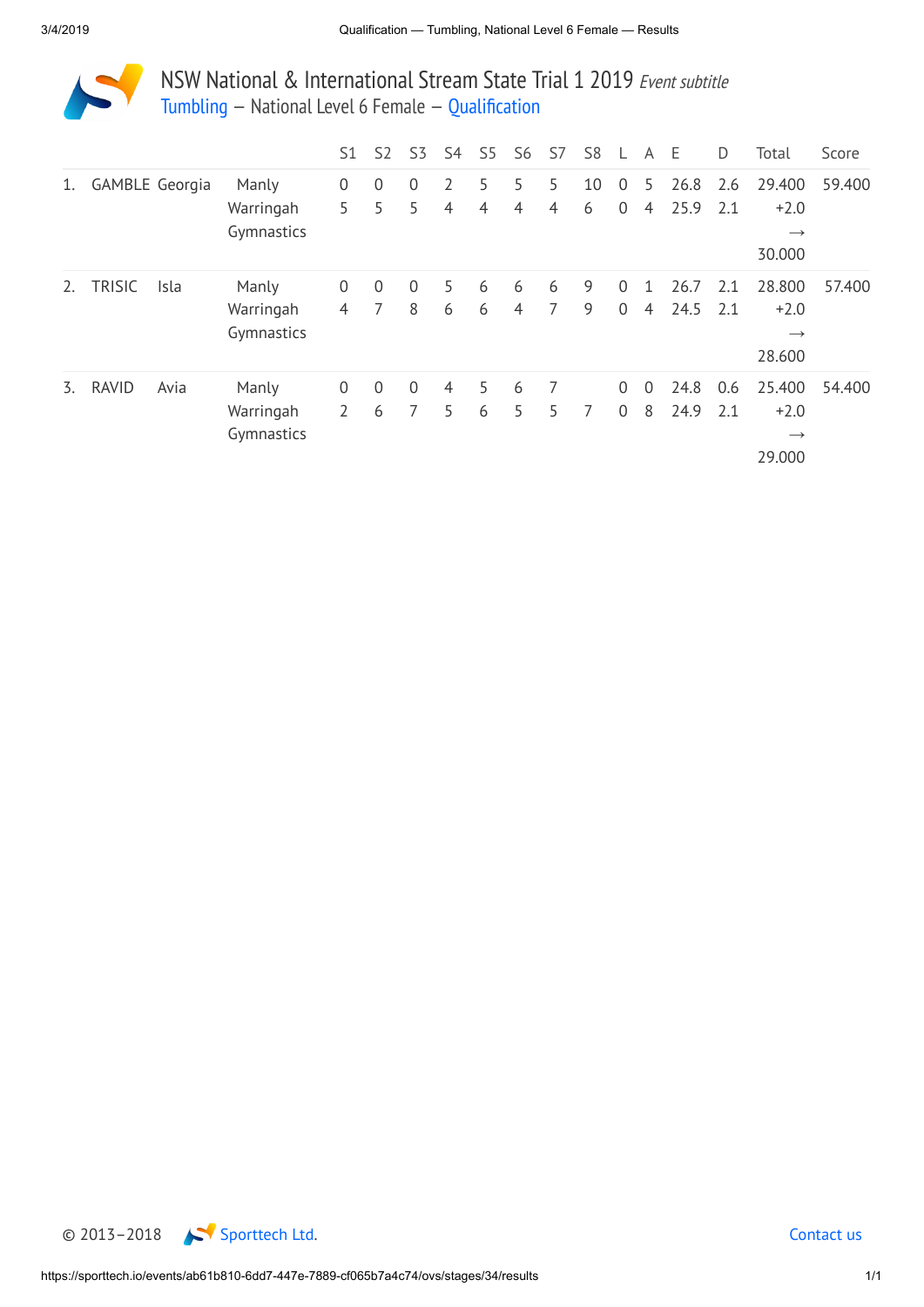# NSW National & International Stream State Trial 1 2019 *Event subtitle*

## Tumbling — National Level 6 Female — Qualification

| | | | | S1 | S2 | S3 | S4 | S5 | S6 | S7 | S8 | L | A | E | D | Total | Score |
|---|---|---|---|---|---|---|---|---|---|---|---|---|---|---|---|---|---|
| 1. | GAMBLE | Georgia | Manly Warringah Gymnastics | 0 | 0 | 0 | 2 | 5 | 5 | 5 | 10 | 0 | 5 | 26.8 | 2.6 | 29.400 | 59.400 |
| | | | | 5 | 5 | 5 | 4 | 4 | 4 | 4 | 6 | 0 | 4 | 25.9 | 2.1 | +2.0 → 30.000 | |
| 2. | TRISIC | Isla | Manly Warringah Gymnastics | 0 | 0 | 0 | 5 | 6 | 6 | 6 | 9 | 0 | 1 | 26.7 | 2.1 | 28.800 | 57.400 |
| | | | | 4 | 7 | 8 | 6 | 6 | 4 | 7 | 9 | 0 | 4 | 24.5 | 2.1 | +2.0 → 28.600 | |
| 3. | RAVID | Avia | Manly Warringah Gymnastics | 0 | 0 | 0 | 4 | 5 | 6 | 7 | | 0 | 0 | 24.8 | 0.6 | 25.400 | 54.400 |
| | | | | 2 | 6 | 7 | 5 | 6 | 5 | 5 | 7 | 0 | 8 | 24.9 | 2.1 | +2.0 → 29.000 | |

© 2013–2018 Sporttech Ltd.

Contact us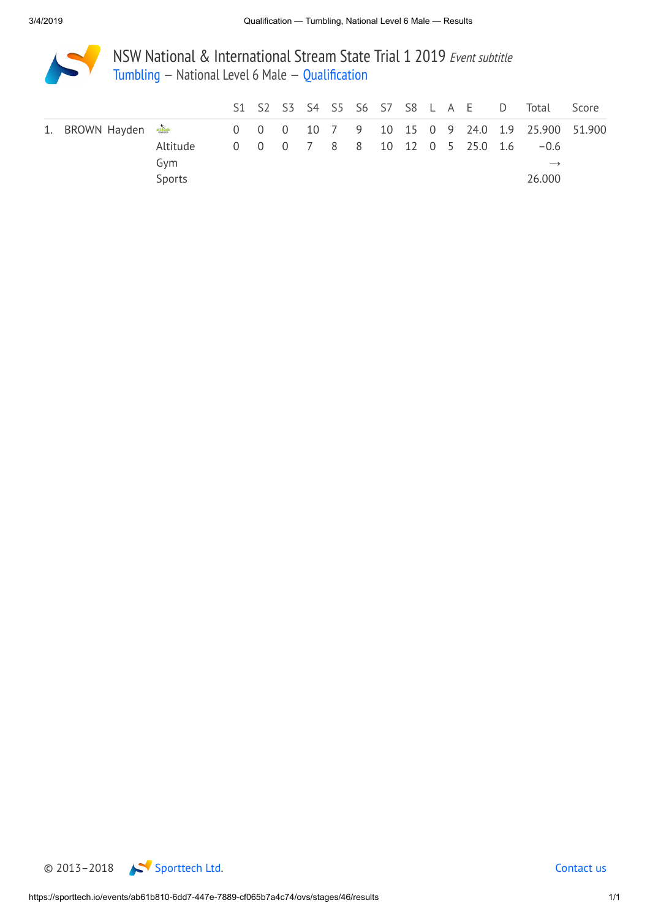# NSW National & International Stream State Trial 1 2019 *Event subtitle*

## Tumbling – National Level 6 Male – Qualification

| | | | S1 | S2 | S3 | S4 | S5 | S6 | S7 | S8 | L | A | E | D | Total | Score |
|---|---|---|---|---|---|---|---|---|---|---|---|---|---|---|---|---|
| 1. | BROWN Hayden | Altitude Gym Sports | 0 | 0 | 0 | 10 | 7 | 9 | 10 | 15 | 0 | 9 | 24.0 | 1.9 | 25.900 | 51.900 |
| | | | 0 | 0 | 0 | 7 | 8 | 8 | 10 | 12 | 0 | 5 | 25.0 | 1.6 | −0.6 → 26.000 | |

© 2013–2018 Sporttech Ltd. Contact us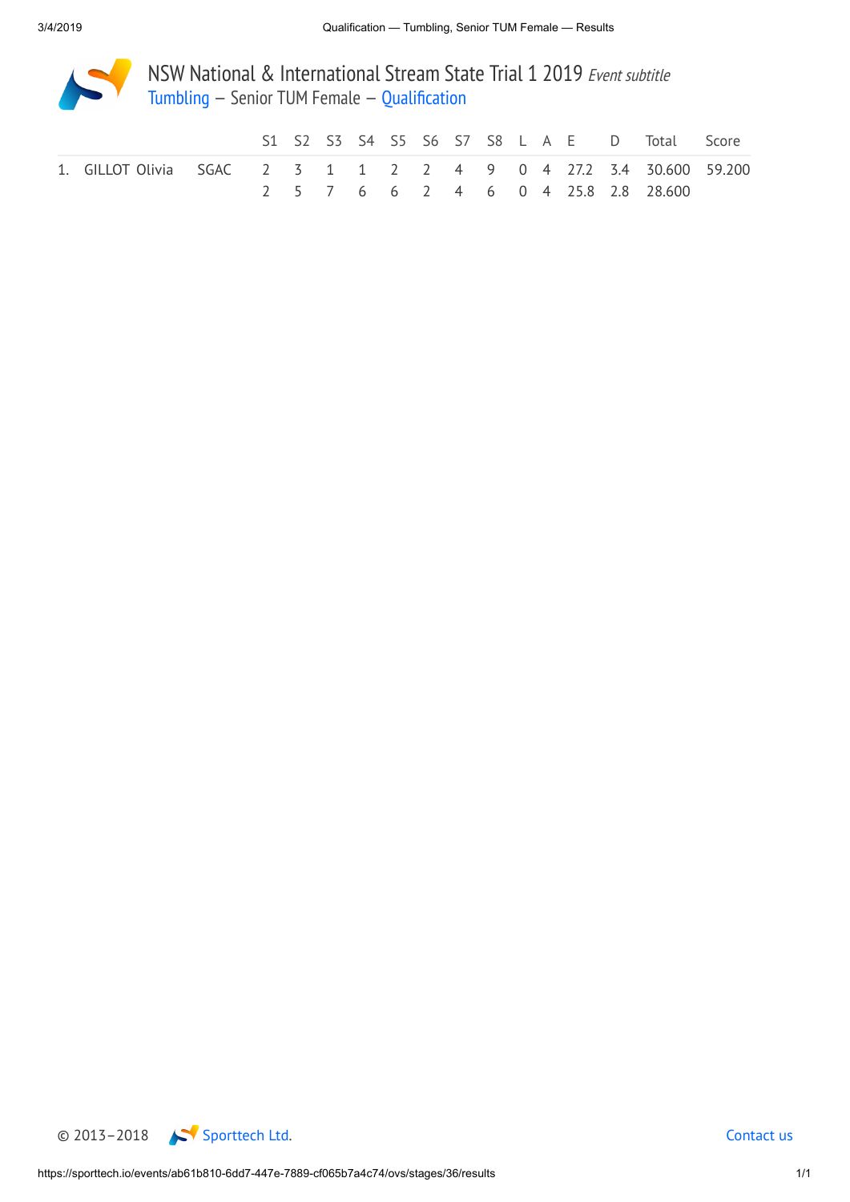# NSW National & International Stream State Trial 1 2019 *Event subtitle*

## Tumbling – Senior TUM Female – Qualification

| | | | S1 | S2 | S3 | S4 | S5 | S6 | S7 | S8 | L | A | E | D | Total | Score |
|---|---|---|---|---|---|---|---|---|---|---|---|---|---|---|---|---|
| 1. | GILLOT Olivia | SGAC | 2 | 3 | 1 | 1 | 2 | 2 | 4 | 9 | 0 | 4 | 27.2 | 3.4 | 30.600 | 59.200 |
| | | | 2 | 5 | 7 | 6 | 6 | 2 | 4 | 6 | 0 | 4 | 25.8 | 2.8 | 28.600 | |

© 2013–2018 Sporttech Ltd. Contact us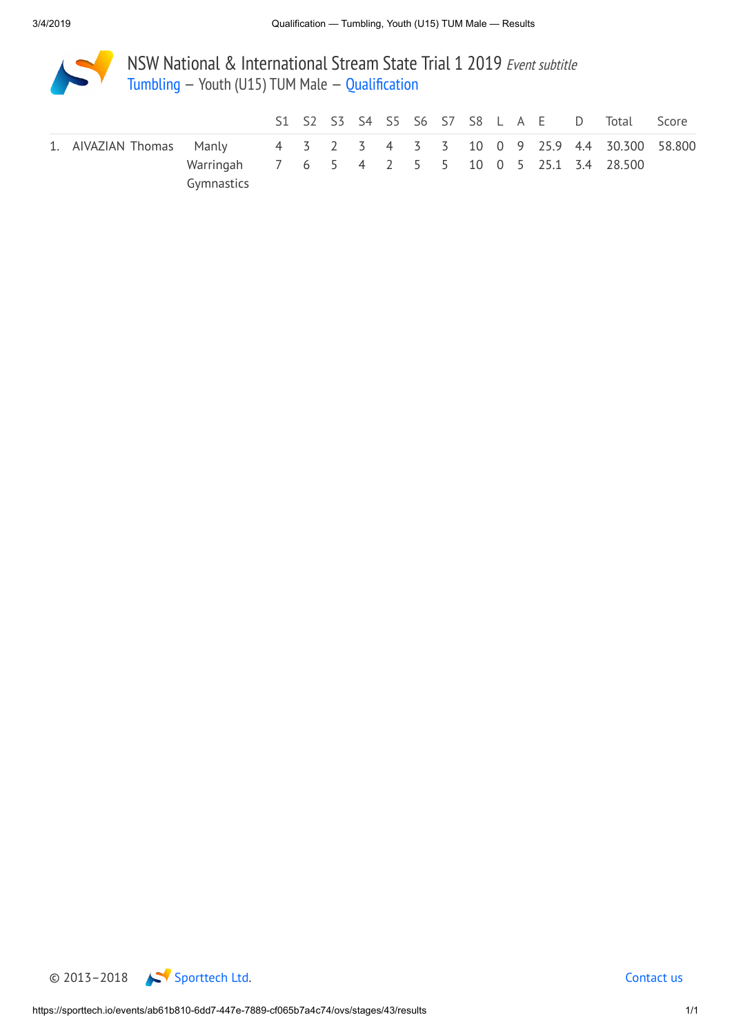# NSW National & International Stream State Trial 1 2019 *Event subtitle*

## Tumbling — Youth (U15) TUM Male — Qualification

| | | | S1 | S2 | S3 | S4 | S5 | S6 | S7 | S8 | L | A | E | D | Total | Score |
|---|---|---|---|---|---|---|---|---|---|---|---|---|---|---|---|---|
| 1. | AIVAZIAN Thomas | Manly Warringah Gymnastics | 4 | 3 | 2 | 3 | 4 | 3 | 3 | 10 | 0 | 9 | 25.9 | 4.4 | 30.300 | 58.800 |
| | | | 7 | 6 | 5 | 4 | 2 | 5 | 5 | 10 | 0 | 5 | 25.1 | 3.4 | 28.500 | |

© 2013–2018 Sporttech Ltd.

Contact us